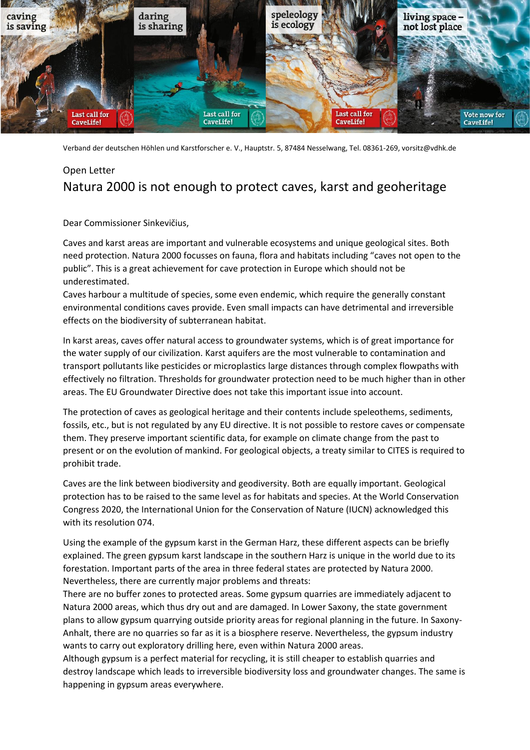Verband der deutschen Höhlen und Karstforscher e. V., Hauptstr. 5, 87484 Nesselwang, Tel. 08361-269, vorsitz@vdhk.de

Open Letter

# Natura 2000 is not enough to protect caves, karst and geoheritage

Dear Commissioner Sinkevičius,

Caves and karst areas are important and vulnerable ecosystems and unique geological sites. Both need protection. Natura 2000 focusses on fauna, flora and habitats including "caves not open to the public". This is a great achievement for cave protection in Europe which should not be underestimated.
Caves harbour a multitude of species, some even endemic, which require the generally constant environmental conditions caves provide. Even small impacts can have detrimental and irreversible effects on the biodiversity of subterranean habitat.

In karst areas, caves offer natural access to groundwater systems, which is of great importance for the water supply of our civilization. Karst aquifers are the most vulnerable to contamination and transport pollutants like pesticides or microplastics large distances through complex flowpaths with effectively no filtration. Thresholds for groundwater protection need to be much higher than in other areas. The EU Groundwater Directive does not take this important issue into account.

The protection of caves as geological heritage and their contents include speleothems, sediments, fossils, etc., but is not regulated by any EU directive. It is not possible to restore caves or compensate them. They preserve important scientific data, for example on climate change from the past to present or on the evolution of mankind. For geological objects, a treaty similar to CITES is required to prohibit trade.

Caves are the link between biodiversity and geodiversity. Both are equally important. Geological protection has to be raised to the same level as for habitats and species. At the World Conservation Congress 2020, the International Union for the Conservation of Nature (IUCN) acknowledged this with its resolution 074.

Using the example of the gypsum karst in the German Harz, these different aspects can be briefly explained. The green gypsum karst landscape in the southern Harz is unique in the world due to its forestation. Important parts of the area in three federal states are protected by Natura 2000. Nevertheless, there are currently major problems and threats:
There are no buffer zones to protected areas. Some gypsum quarries are immediately adjacent to Natura 2000 areas, which thus dry out and are damaged. In Lower Saxony, the state government plans to allow gypsum quarrying outside priority areas for regional planning in the future. In Saxony-Anhalt, there are no quarries so far as it is a biosphere reserve. Nevertheless, the gypsum industry wants to carry out exploratory drilling here, even within Natura 2000 areas.
Although gypsum is a perfect material for recycling, it is still cheaper to establish quarries and destroy landscape which leads to irreversible biodiversity loss and groundwater changes. The same is happening in gypsum areas everywhere.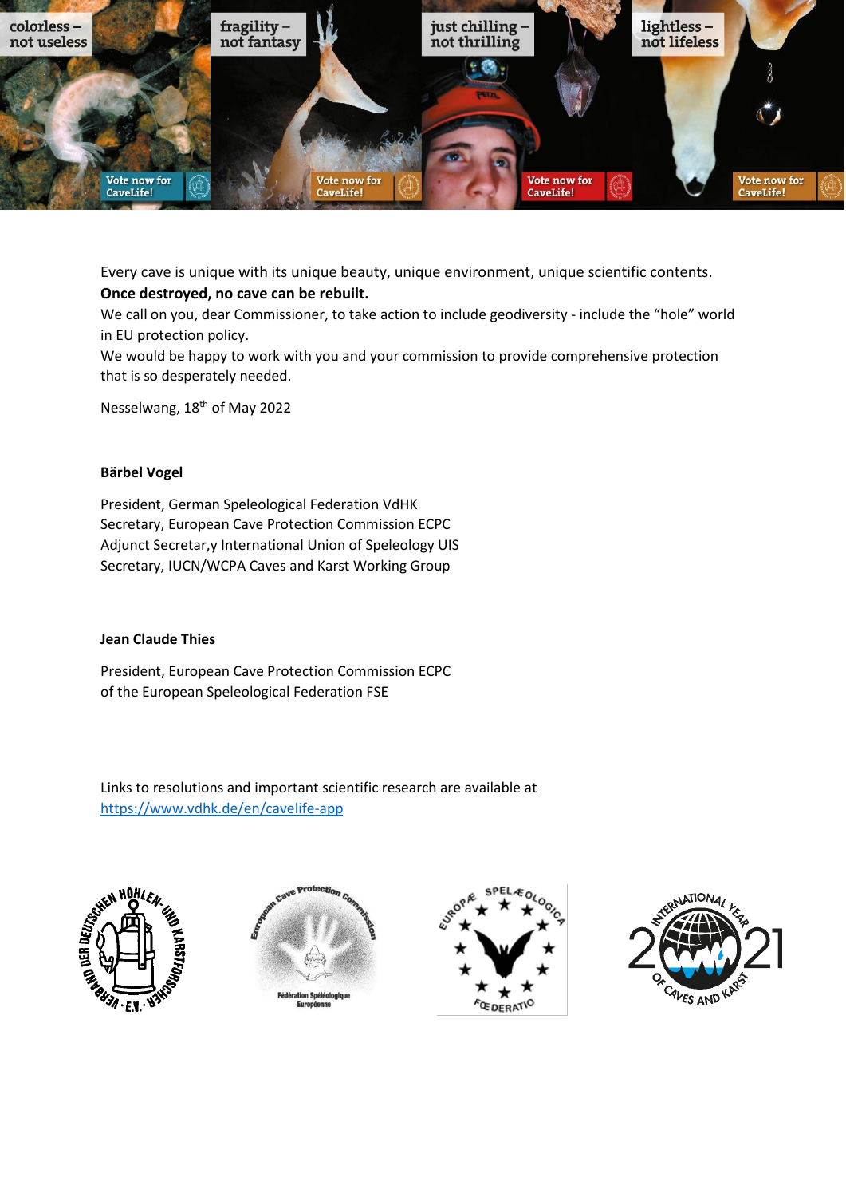Every cave is unique with its unique beauty, unique environment, unique scientific contents.
**Once destroyed, no cave can be rebuilt.**
We call on you, dear Commissioner, to take action to include geodiversity - include the "hole" world in EU protection policy.
We would be happy to work with you and your commission to provide comprehensive protection that is so desperately needed.

Nesselwang, 18th of May 2022

**Bärbel Vogel**

President, German Speleological Federation VdHK
Secretary, European Cave Protection Commission ECPC
Adjunct Secretar,y International Union of Speleology UIS
Secretary, IUCN/WCPA Caves and Karst Working Group

**Jean Claude Thies**

President, European Cave Protection Commission ECPC
of the European Speleological Federation FSE

Links to resolutions and important scientific research are available at
https://www.vdhk.de/en/cavelife-app